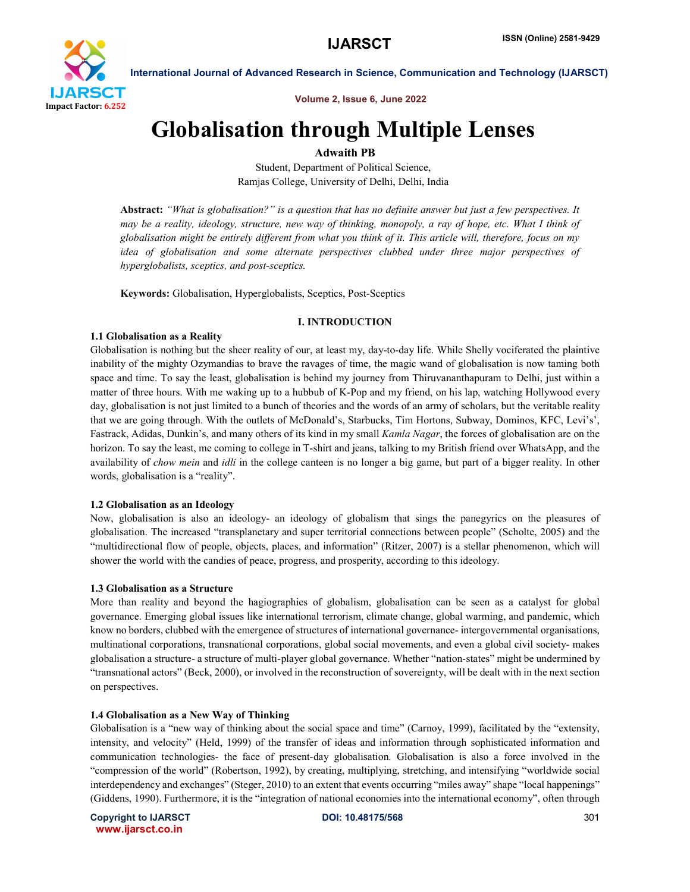# Globalisation through Multiple Lenses

**Adwaith PB**

Student, Department of Political Science,
Ramjas College, University of Delhi, Delhi, India

**Abstract:** *"What is globalisation?" is a question that has no definite answer but just a few perspectives. It may be a reality, ideology, structure, new way of thinking, monopoly, a ray of hope, etc. What I think of globalisation might be entirely different from what you think of it. This article will, therefore, focus on my idea of globalisation and some alternate perspectives clubbed under three major perspectives of hyperglobalists, sceptics, and post-sceptics.*

**Keywords:** Globalisation, Hyperglobalists, Sceptics, Post-Sceptics

## I. INTRODUCTION

### 1.1 Globalisation as a Reality

Globalisation is nothing but the sheer reality of our, at least my, day-to-day life. While Shelly vociferated the plaintive inability of the mighty Ozymandias to brave the ravages of time, the magic wand of globalisation is now taming both space and time. To say the least, globalisation is behind my journey from Thiruvananthapuram to Delhi, just within a matter of three hours. With me waking up to a hubbub of K-Pop and my friend, on his lap, watching Hollywood every day, globalisation is not just limited to a bunch of theories and the words of an army of scholars, but the veritable reality that we are going through. With the outlets of McDonald's, Starbucks, Tim Hortons, Subway, Dominos, KFC, Levi's', Fastrack, Adidas, Dunkin's, and many others of its kind in my small *Kamla Nagar*, the forces of globalisation are on the horizon. To say the least, me coming to college in T-shirt and jeans, talking to my British friend over WhatsApp, and the availability of *chow mein* and *idli* in the college canteen is no longer a big game, but part of a bigger reality. In other words, globalisation is a "reality".

### 1.2 Globalisation as an Ideology

Now, globalisation is also an ideology- an ideology of globalism that sings the panegyrics on the pleasures of globalisation. The increased "transplanetary and super territorial connections between people" (Scholte, 2005) and the "multidirectional flow of people, objects, places, and information" (Ritzer, 2007) is a stellar phenomenon, which will shower the world with the candies of peace, progress, and prosperity, according to this ideology.

### 1.3 Globalisation as a Structure

More than reality and beyond the hagiographies of globalism, globalisation can be seen as a catalyst for global governance. Emerging global issues like international terrorism, climate change, global warming, and pandemic, which know no borders, clubbed with the emergence of structures of international governance- intergovernmental organisations, multinational corporations, transnational corporations, global social movements, and even a global civil society- makes globalisation a structure- a structure of multi-player global governance. Whether "nation-states" might be undermined by "transnational actors" (Beck, 2000), or involved in the reconstruction of sovereignty, will be dealt with in the next section on perspectives.

### 1.4 Globalisation as a New Way of Thinking

Globalisation is a "new way of thinking about the social space and time" (Carnoy, 1999), facilitated by the "extensity, intensity, and velocity" (Held, 1999) of the transfer of ideas and information through sophisticated information and communication technologies- the face of present-day globalisation. Globalisation is also a force involved in the "compression of the world" (Robertson, 1992), by creating, multiplying, stretching, and intensifying "worldwide social interdependency and exchanges" (Steger, 2010) to an extent that events occurring "miles away" shape "local happenings" (Giddens, 1990). Furthermore, it is the "integration of national economies into the international economy", often through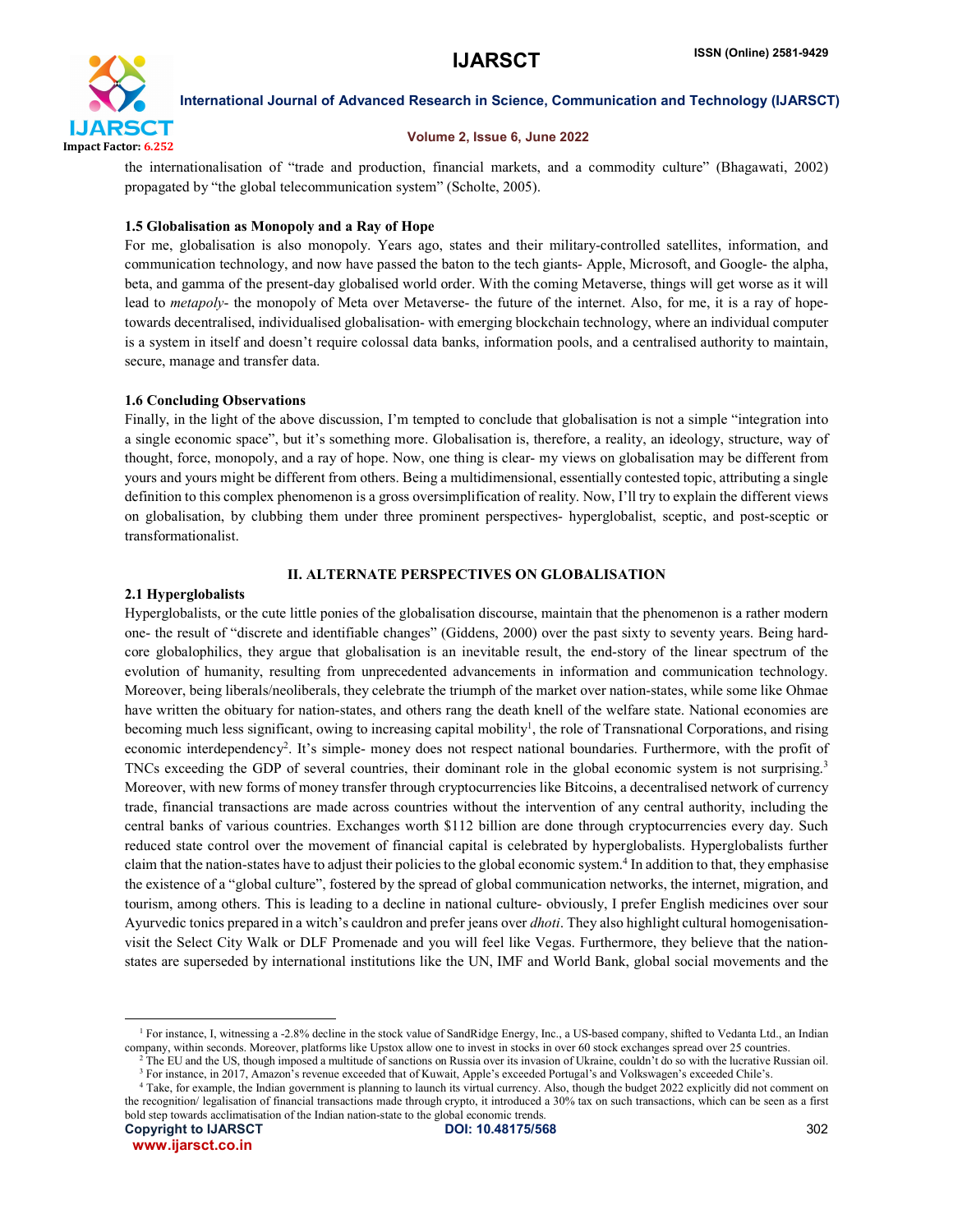the internationalisation of "trade and production, financial markets, and a commodity culture" (Bhagawati, 2002) propagated by "the global telecommunication system" (Scholte, 2005).

### 1.5 Globalisation as Monopoly and a Ray of Hope

For me, globalisation is also monopoly. Years ago, states and their military-controlled satellites, information, and communication technology, and now have passed the baton to the tech giants- Apple, Microsoft, and Google- the alpha, beta, and gamma of the present-day globalised world order. With the coming Metaverse, things will get worse as it will lead to *metapoly*- the monopoly of Meta over Metaverse- the future of the internet. Also, for me, it is a ray of hope- towards decentralised, individualised globalisation- with emerging blockchain technology, where an individual computer is a system in itself and doesn't require colossal data banks, information pools, and a centralised authority to maintain, secure, manage and transfer data.

### 1.6 Concluding Observations

Finally, in the light of the above discussion, I'm tempted to conclude that globalisation is not a simple "integration into a single economic space", but it's something more. Globalisation is, therefore, a reality, an ideology, structure, way of thought, force, monopoly, and a ray of hope. Now, one thing is clear- my views on globalisation may be different from yours and yours might be different from others. Being a multidimensional, essentially contested topic, attributing a single definition to this complex phenomenon is a gross oversimplification of reality. Now, I'll try to explain the different views on globalisation, by clubbing them under three prominent perspectives- hyperglobalist, sceptic, and post-sceptic or transformationalist.

## II. ALTERNATE PERSPECTIVES ON GLOBALISATION

### 2.1 Hyperglobalists

Hyperglobalists, or the cute little ponies of the globalisation discourse, maintain that the phenomenon is a rather modern one- the result of "discrete and identifiable changes" (Giddens, 2000) over the past sixty to seventy years. Being hard-core globalophilics, they argue that globalisation is an inevitable result, the end-story of the linear spectrum of the evolution of humanity, resulting from unprecedented advancements in information and communication technology. Moreover, being liberals/neoliberals, they celebrate the triumph of the market over nation-states, while some like Ohmae have written the obituary for nation-states, and others rang the death knell of the welfare state. National economies are becoming much less significant, owing to increasing capital mobility[1], the role of Transnational Corporations, and rising economic interdependency[2]. It's simple- money does not respect national boundaries. Furthermore, with the profit of TNCs exceeding the GDP of several countries, their dominant role in the global economic system is not surprising.[3] Moreover, with new forms of money transfer through cryptocurrencies like Bitcoins, a decentralised network of currency trade, financial transactions are made across countries without the intervention of any central authority, including the central banks of various countries. Exchanges worth \$112 billion are done through cryptocurrencies every day. Such reduced state control over the movement of financial capital is celebrated by hyperglobalists. Hyperglobalists further claim that the nation-states have to adjust their policies to the global economic system.[4] In addition to that, they emphasise the existence of a "global culture", fostered by the spread of global communication networks, the internet, migration, and tourism, among others. This is leading to a decline in national culture- obviously, I prefer English medicines over sour Ayurvedic tonics prepared in a witch's cauldron and prefer jeans over *dhoti*. They also highlight cultural homogenisation- visit the Select City Walk or DLF Promenade and you will feel like Vegas. Furthermore, they believe that the nation-states are superseded by international institutions like the UN, IMF and World Bank, global social movements and the

---

[1] For instance, I, witnessing a -2.8% decline in the stock value of SandRidge Energy, Inc., a US-based company, shifted to Vedanta Ltd., an Indian company, within seconds. Moreover, platforms like Upstox allow one to invest in stocks in over 60 stock exchanges spread over 25 countries.

[2] The EU and the US, though imposed a multitude of sanctions on Russia over its invasion of Ukraine, couldn't do so with the lucrative Russian oil.

[3] For instance, in 2017, Amazon's revenue exceeded that of Kuwait, Apple's exceeded Portugal's and Volkswagen's exceeded Chile's.

[4] Take, for example, the Indian government is planning to launch its virtual currency. Also, though the budget 2022 explicitly did not comment on the recognition/ legalisation of financial transactions made through crypto, it introduced a 30% tax on such transactions, which can be seen as a first bold step towards acclimatisation of the Indian nation-state to the global economic trends.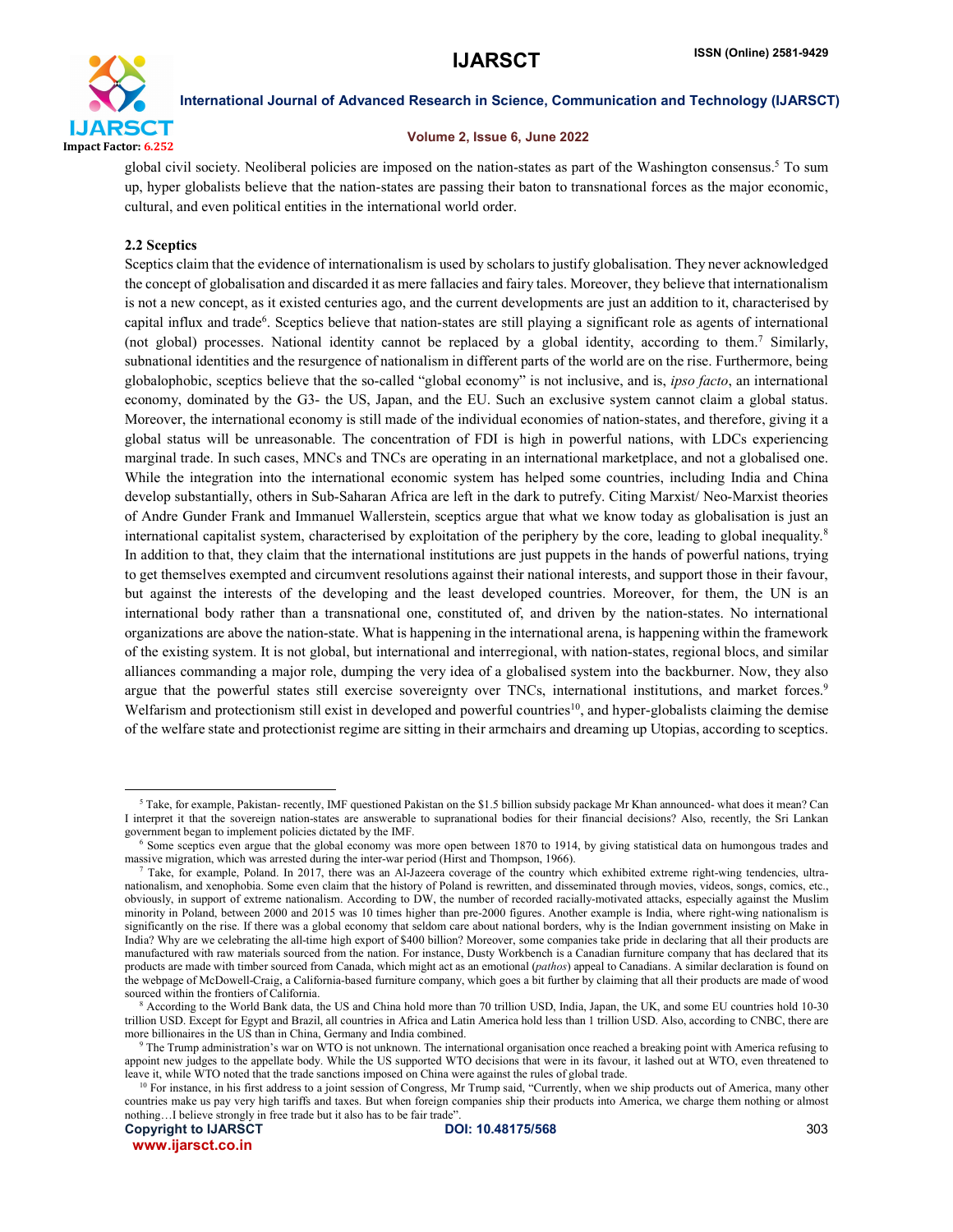global civil society. Neoliberal policies are imposed on the nation-states as part of the Washington consensus.[5] To sum up, hyper globalists believe that the nation-states are passing their baton to transnational forces as the major economic, cultural, and even political entities in the international world order.

### 2.2 Sceptics

Sceptics claim that the evidence of internationalism is used by scholars to justify globalisation. They never acknowledged the concept of globalisation and discarded it as mere fallacies and fairy tales. Moreover, they believe that internationalism is not a new concept, as it existed centuries ago, and the current developments are just an addition to it, characterised by capital influx and trade[6]. Sceptics believe that nation-states are still playing a significant role as agents of international (not global) processes. National identity cannot be replaced by a global identity, according to them.[7] Similarly, subnational identities and the resurgence of nationalism in different parts of the world are on the rise. Furthermore, being globalophobic, sceptics believe that the so-called "global economy" is not inclusive, and is, *ipso facto*, an international economy, dominated by the G3- the US, Japan, and the EU. Such an exclusive system cannot claim a global status. Moreover, the international economy is still made of the individual economies of nation-states, and therefore, giving it a global status will be unreasonable. The concentration of FDI is high in powerful nations, with LDCs experiencing marginal trade. In such cases, MNCs and TNCs are operating in an international marketplace, and not a globalised one. While the integration into the international economic system has helped some countries, including India and China develop substantially, others in Sub-Saharan Africa are left in the dark to putrefy. Citing Marxist/ Neo-Marxist theories of Andre Gunder Frank and Immanuel Wallerstein, sceptics argue that what we know today as globalisation is just an international capitalist system, characterised by exploitation of the periphery by the core, leading to global inequality.[8] In addition to that, they claim that the international institutions are just puppets in the hands of powerful nations, trying to get themselves exempted and circumvent resolutions against their national interests, and support those in their favour, but against the interests of the developing and the least developed countries. Moreover, for them, the UN is an international body rather than a transnational one, constituted of, and driven by the nation-states. No international organizations are above the nation-state. What is happening in the international arena, is happening within the framework of the existing system. It is not global, but international and interregional, with nation-states, regional blocs, and similar alliances commanding a major role, dumping the very idea of a globalised system into the backburner. Now, they also argue that the powerful states still exercise sovereignty over TNCs, international institutions, and market forces.[9] Welfarism and protectionism still exist in developed and powerful countries[10], and hyper-globalists claiming the demise of the welfare state and protectionist regime are sitting in their armchairs and dreaming up Utopias, according to sceptics.

---

[5] Take, for example, Pakistan- recently, IMF questioned Pakistan on the $1.5 billion subsidy package Mr Khan announced- what does it mean? Can I interpret it that the sovereign nation-states are answerable to supranational bodies for their financial decisions? Also, recently, the Sri Lankan government began to implement policies dictated by the IMF.

[6] Some sceptics even argue that the global economy was more open between 1870 to 1914, by giving statistical data on humongous trades and massive migration, which was arrested during the inter-war period (Hirst and Thompson, 1966).

[7] Take, for example, Poland. In 2017, there was an Al-Jazeera coverage of the country which exhibited extreme right-wing tendencies, ultra-nationalism, and xenophobia. Some even claim that the history of Poland is rewritten, and disseminated through movies, videos, songs, comics, etc., obviously, in support of extreme nationalism. According to DW, the number of recorded racially-motivated attacks, especially against the Muslim minority in Poland, between 2000 and 2015 was 10 times higher than pre-2000 figures. Another example is India, where right-wing nationalism is significantly on the rise. If there was a global economy that seldom care about national borders, why is the Indian government insisting on Make in India? Why are we celebrating the all-time high export of $400 billion? Moreover, some companies take pride in declaring that all their products are manufactured with raw materials sourced from the nation. For instance, Dusty Workbench is a Canadian furniture company that has declared that its products are made with timber sourced from Canada, which might act as an emotional (*pathos*) appeal to Canadians. A similar declaration is found on the webpage of McDowell-Craig, a California-based furniture company, which goes a bit further by claiming that all their products are made of wood sourced within the frontiers of California.

[8] According to the World Bank data, the US and China hold more than 70 trillion USD, India, Japan, the UK, and some EU countries hold 10-30 trillion USD. Except for Egypt and Brazil, all countries in Africa and Latin America hold less than 1 trillion USD. Also, according to CNBC, there are more billionaires in the US than in China, Germany and India combined.

[9] The Trump administration's war on WTO is not unknown. The international organisation once reached a breaking point with America refusing to appoint new judges to the appellate body. While the US supported WTO decisions that were in its favour, it lashed out at WTO, even threatened to leave it, while WTO noted that the trade sanctions imposed on China were against the rules of global trade.

[10] For instance, in his first address to a joint session of Congress, Mr Trump said, "Currently, when we ship products out of America, many other countries make us pay very high tariffs and taxes. But when foreign companies ship their products into America, we charge them nothing or almost nothing…I believe strongly in free trade but it also has to be fair trade".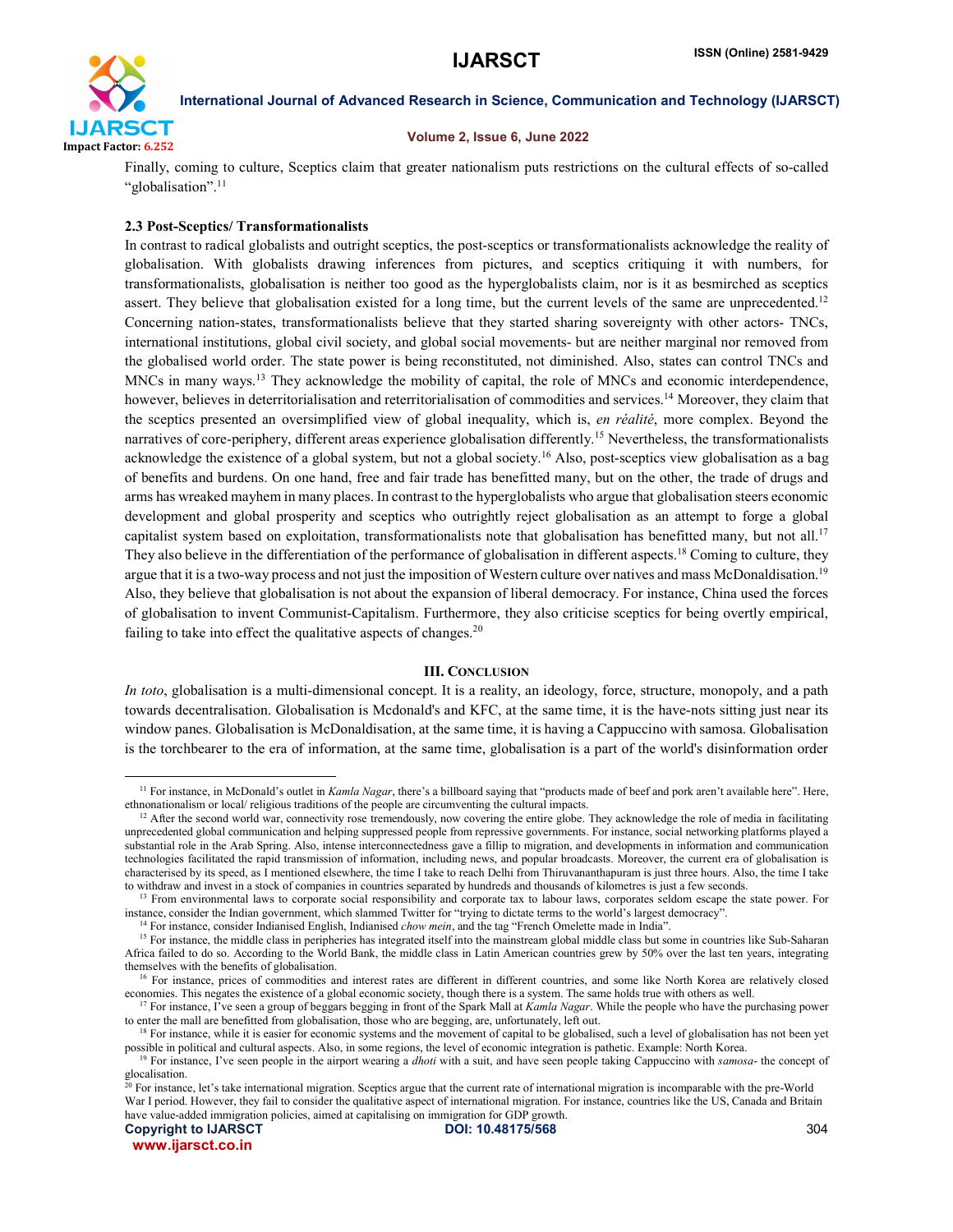Finally, coming to culture, Sceptics claim that greater nationalism puts restrictions on the cultural effects of so-called "globalisation".[11]

### 2.3 Post-Sceptics/ Transformationalists

In contrast to radical globalists and outright sceptics, the post-sceptics or transformationalists acknowledge the reality of globalisation. With globalists drawing inferences from pictures, and sceptics critiquing it with numbers, for transformationalists, globalisation is neither too good as the hyperglobalists claim, nor is it as besmirched as sceptics assert. They believe that globalisation existed for a long time, but the current levels of the same are unprecedented.[12] Concerning nation-states, transformationalists believe that they started sharing sovereignty with other actors- TNCs, international institutions, global civil society, and global social movements- but are neither marginal nor removed from the globalised world order. The state power is being reconstituted, not diminished. Also, states can control TNCs and MNCs in many ways.[13] They acknowledge the mobility of capital, the role of MNCs and economic interdependence, however, believes in deterritorialisation and reterritorialisation of commodities and services.[14] Moreover, they claim that the sceptics presented an oversimplified view of global inequality, which is, *en réalité*, more complex. Beyond the narratives of core-periphery, different areas experience globalisation differently.[15] Nevertheless, the transformationalists acknowledge the existence of a global system, but not a global society.[16] Also, post-sceptics view globalisation as a bag of benefits and burdens. On one hand, free and fair trade has benefitted many, but on the other, the trade of drugs and arms has wreaked mayhem in many places. In contrast to the hyperglobalists who argue that globalisation steers economic development and global prosperity and sceptics who outrightly reject globalisation as an attempt to forge a global capitalist system based on exploitation, transformationalists note that globalisation has benefitted many, but not all.[17] They also believe in the differentiation of the performance of globalisation in different aspects.[18] Coming to culture, they argue that it is a two-way process and not just the imposition of Western culture over natives and mass McDonaldisation.[19] Also, they believe that globalisation is not about the expansion of liberal democracy. For instance, China used the forces of globalisation to invent Communist-Capitalism. Furthermore, they also criticise sceptics for being overtly empirical, failing to take into effect the qualitative aspects of changes.[20]

## III. Conclusion

*In toto*, globalisation is a multi-dimensional concept. It is a reality, an ideology, force, structure, monopoly, and a path towards decentralisation. Globalisation is Mcdonald's and KFC, at the same time, it is the have-nots sitting just near its window panes. Globalisation is McDonaldisation, at the same time, it is having a Cappuccino with samosa. Globalisation is the torchbearer to the era of information, at the same time, globalisation is a part of the world's disinformation order

---

[11] For instance, in McDonald's outlet in *Kamla Nagar*, there's a billboard saying that "products made of beef and pork aren't available here". Here, ethnonationalism or local/ religious traditions of the people are circumventing the cultural impacts.

[12] After the second world war, connectivity rose tremendously, now covering the entire globe. They acknowledge the role of media in facilitating unprecedented global communication and helping suppressed people from repressive governments. For instance, social networking platforms played a substantial role in the Arab Spring. Also, intense interconnectedness gave a fillip to migration, and developments in information and communication technologies facilitated the rapid transmission of information, including news, and popular broadcasts. Moreover, the current era of globalisation is characterised by its speed, as I mentioned elsewhere, the time I take to reach Delhi from Thiruvananthapuram is just three hours. Also, the time I take to withdraw and invest in a stock of companies in countries separated by hundreds and thousands of kilometres is just a few seconds.

[13] From environmental laws to corporate social responsibility and corporate tax to labour laws, corporates seldom escape the state power. For instance, consider the Indian government, which slammed Twitter for "trying to dictate terms to the world's largest democracy".

[14] For instance, consider Indianised English, Indianised *chow mein*, and the tag "French Omelette made in India".

[15] For instance, the middle class in peripheries has integrated itself into the mainstream global middle class but some in countries like Sub-Saharan Africa failed to do so. According to the World Bank, the middle class in Latin American countries grew by 50% over the last ten years, integrating themselves with the benefits of globalisation.

[16] For instance, prices of commodities and interest rates are different in different countries, and some like North Korea are relatively closed economies. This negates the existence of a global economic society, though there is a system. The same holds true with others as well.

[17] For instance, I've seen a group of beggars begging in front of the Spark Mall at *Kamla Nagar*. While the people who have the purchasing power to enter the mall are benefitted from globalisation, those who are begging, are, unfortunately, left out.

[18] For instance, while it is easier for economic systems and the movement of capital to be globalised, such a level of globalisation has not been yet possible in political and cultural aspects. Also, in some regions, the level of economic integration is pathetic. Example: North Korea.

[19] For instance, I've seen people in the airport wearing a *dhoti* with a suit, and have seen people taking Cappuccino with *samosa*- the concept of glocalisation.

[20] For instance, let's take international migration. Sceptics argue that the current rate of international migration is incomparable with the pre-World War I period. However, they fail to consider the qualitative aspect of international migration. For instance, countries like the US, Canada and Britain have value-added immigration policies, aimed at capitalising on immigration for GDP growth.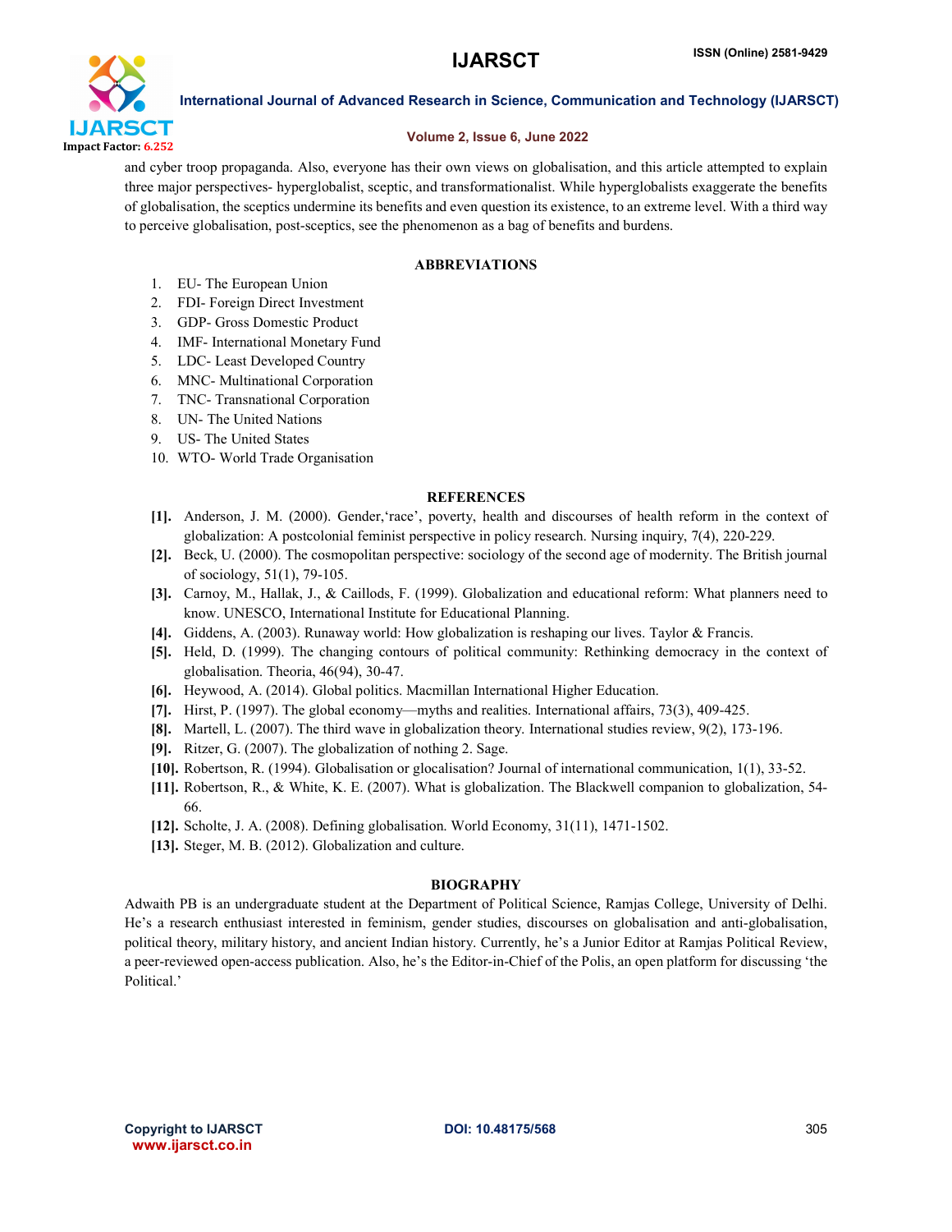and cyber troop propaganda. Also, everyone has their own views on globalisation, and this article attempted to explain three major perspectives- hyperglobalist, sceptic, and transformationalist. While hyperglobalists exaggerate the benefits of globalisation, the sceptics undermine its benefits and even question its existence, to an extreme level. With a third way to perceive globalisation, post-sceptics, see the phenomenon as a bag of benefits and burdens.

## ABBREVIATIONS

1. EU- The European Union
2. FDI- Foreign Direct Investment
3. GDP- Gross Domestic Product
4. IMF- International Monetary Fund
5. LDC- Least Developed Country
6. MNC- Multinational Corporation
7. TNC- Transnational Corporation
8. UN- The United Nations
9. US- The United States
10. WTO- World Trade Organisation

## REFERENCES

- **[1].** Anderson, J. M. (2000). Gender,'race', poverty, health and discourses of health reform in the context of globalization: A postcolonial feminist perspective in policy research. Nursing inquiry, 7(4), 220-229.
- **[2].** Beck, U. (2000). The cosmopolitan perspective: sociology of the second age of modernity. The British journal of sociology, 51(1), 79-105.
- **[3].** Carnoy, M., Hallak, J., & Caillods, F. (1999). Globalization and educational reform: What planners need to know. UNESCO, International Institute for Educational Planning.
- **[4].** Giddens, A. (2003). Runaway world: How globalization is reshaping our lives. Taylor & Francis.
- **[5].** Held, D. (1999). The changing contours of political community: Rethinking democracy in the context of globalisation. Theoria, 46(94), 30-47.
- **[6].** Heywood, A. (2014). Global politics. Macmillan International Higher Education.
- **[7].** Hirst, P. (1997). The global economy—myths and realities. International affairs, 73(3), 409-425.
- **[8].** Martell, L. (2007). The third wave in globalization theory. International studies review, 9(2), 173-196.
- **[9].** Ritzer, G. (2007). The globalization of nothing 2. Sage.
- **[10].** Robertson, R. (1994). Globalisation or glocalisation? Journal of international communication, 1(1), 33-52.
- **[11].** Robertson, R., & White, K. E. (2007). What is globalization. The Blackwell companion to globalization, 54-66.
- **[12].** Scholte, J. A. (2008). Defining globalisation. World Economy, 31(11), 1471-1502.
- **[13].** Steger, M. B. (2012). Globalization and culture.

## BIOGRAPHY

Adwaith PB is an undergraduate student at the Department of Political Science, Ramjas College, University of Delhi. He's a research enthusiast interested in feminism, gender studies, discourses on globalisation and anti-globalisation, political theory, military history, and ancient Indian history. Currently, he's a Junior Editor at Ramjas Political Review, a peer-reviewed open-access publication. Also, he's the Editor-in-Chief of the Polis, an open platform for discussing 'the Political.'